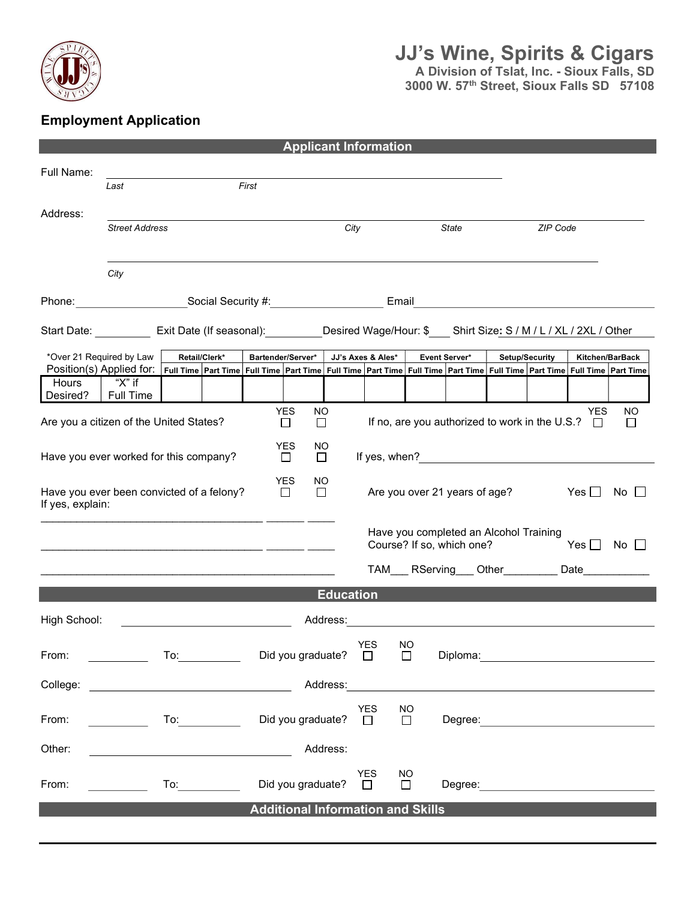# JJ's Wine, Spirits & Cigars

**A Division of Tslat, Inc. - Sioux Falls, SD**
**3000 W. 57th Street, Sioux Falls SD 57108**

## Employment Application

### Applicant Information

Full Name: ______________________________________________
*Last* *First*

Address: ______________________________________________
*Street Address* *City* *State* *ZIP Code*

______________________________________________
*City*

Phone: ________________ Social Security #: ________________ Email ______________________________

Start Date: _________ Exit Date (If seasonal): _________ Desired Wage/Hour: $___ Shirt Size: S / M / L / XL / 2XL / Other

| *Over 21 Required by Law | | Retail/Clerk* | | Bartender/Server* | | JJ's Axes & Ales* | | Event Server* | | Setup/Security | | Kitchen/BarBack | |
|---|---|---|---|---|---|---|---|---|---|---|---|---|---|
| Position(s) Applied for: | | Full Time | Part Time | Full Time | Part Time | Full Time | Part Time | Full Time | Part Time | Full Time | Part Time | Full Time | Part Time |
| Hours Desired? | "X" if Full Time | | | | | | | | | | | | |

Are you a citizen of the United States? YES ☐ NO ☐ If no, are you authorized to work in the U.S.? YES ☐ NO ☐

Have you ever worked for this company? YES ☐ NO ☐ If yes, when? ______________________________

Have you ever been convicted of a felony? YES ☐ NO ☐ Are you over 21 years of age? Yes ☐ No ☐
If yes, explain:

______________________________________________

______________________________________________

______________________________________________

Have you completed an Alcohol Training Course? If so, which one? Yes ☐ No ☐

TAM___ RServing___ Other_________ Date___________

### Education

High School: ______________________ Address: ______________________________

From: _________ To: _________ Did you graduate? YES ☐ NO ☐ Diploma: ______________________

College: ______________________ Address: ______________________________

From: _________ To: _________ Did you graduate? YES ☐ NO ☐ Degree: ______________________

Other: ______________________ Address:

From: _________ To: _________ Did you graduate? YES ☐ NO ☐ Degree: ______________________

### Additional Information and Skills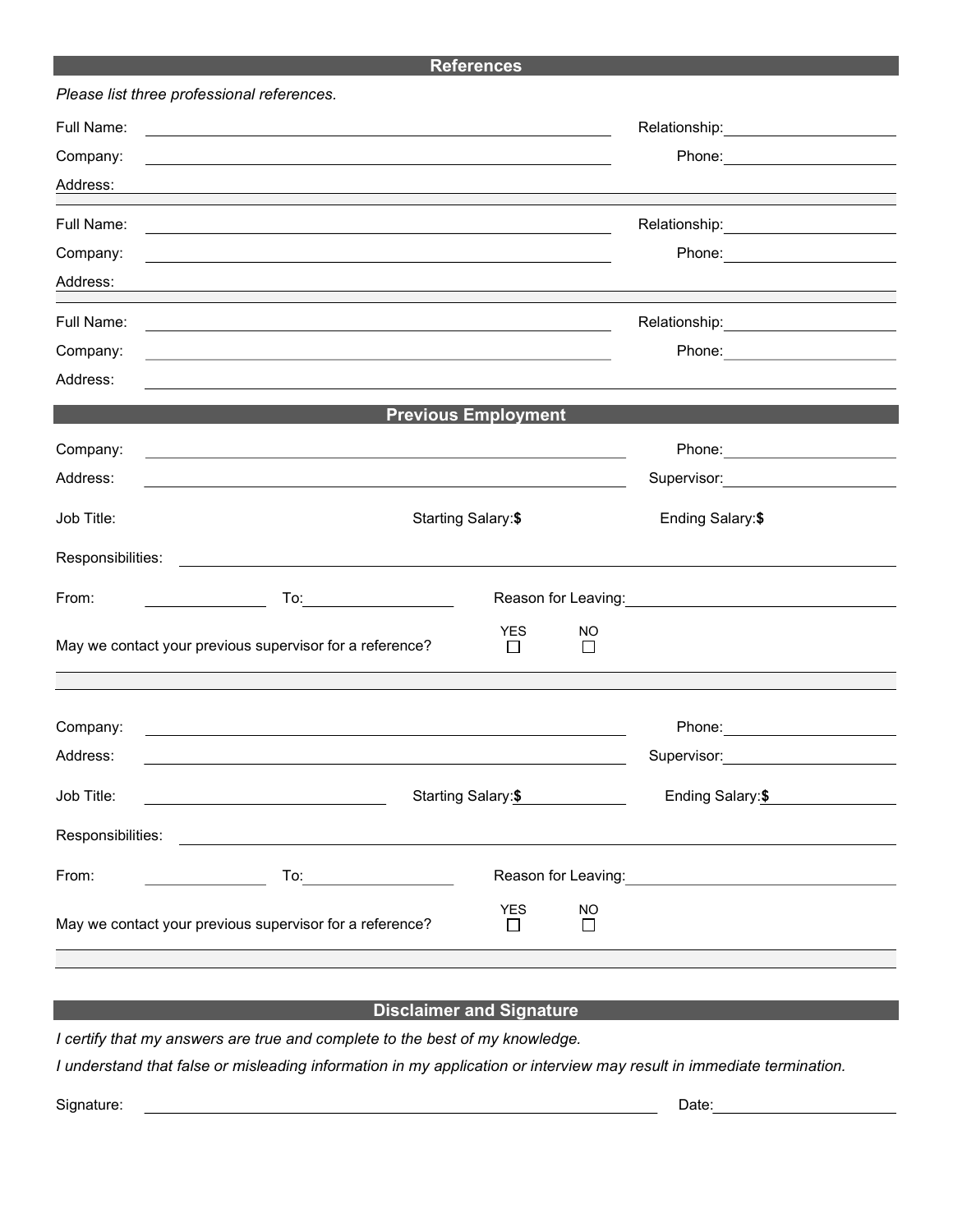## References

*Please list three professional references.*

Full Name: ______________________ Relationship: ______________

Company: ______________________ Phone: ______________

Address: ______________________

Full Name: ______________________ Relationship: ______________

Company: ______________________ Phone: ______________

Address: ______________________

Full Name: ______________________ Relationship: ______________

Company: ______________________ Phone: ______________

Address: ______________________

## Previous Employment

Company: ______________________ Phone: ______________

Address: ______________________ Supervisor: ______________

Job Title: Starting Salary:**$** Ending Salary:**$**

Responsibilities: ______________________

From: __________ To: __________ Reason for Leaving: ______________

May we contact your previous supervisor for a reference? YES ☐ NO ☐

Company: ______________________ Phone: ______________

Address: ______________________ Supervisor: ______________

Job Title: ______________ Starting Salary:**$** ______________ Ending Salary:**$** ______________

Responsibilities: ______________________

From: __________ To: __________ Reason for Leaving: ______________

May we contact your previous supervisor for a reference? YES ☐ NO ☐

## Disclaimer and Signature

*I certify that my answers are true and complete to the best of my knowledge.*

*I understand that false or misleading information in my application or interview may result in immediate termination.*

Signature: ______________________ Date: ______________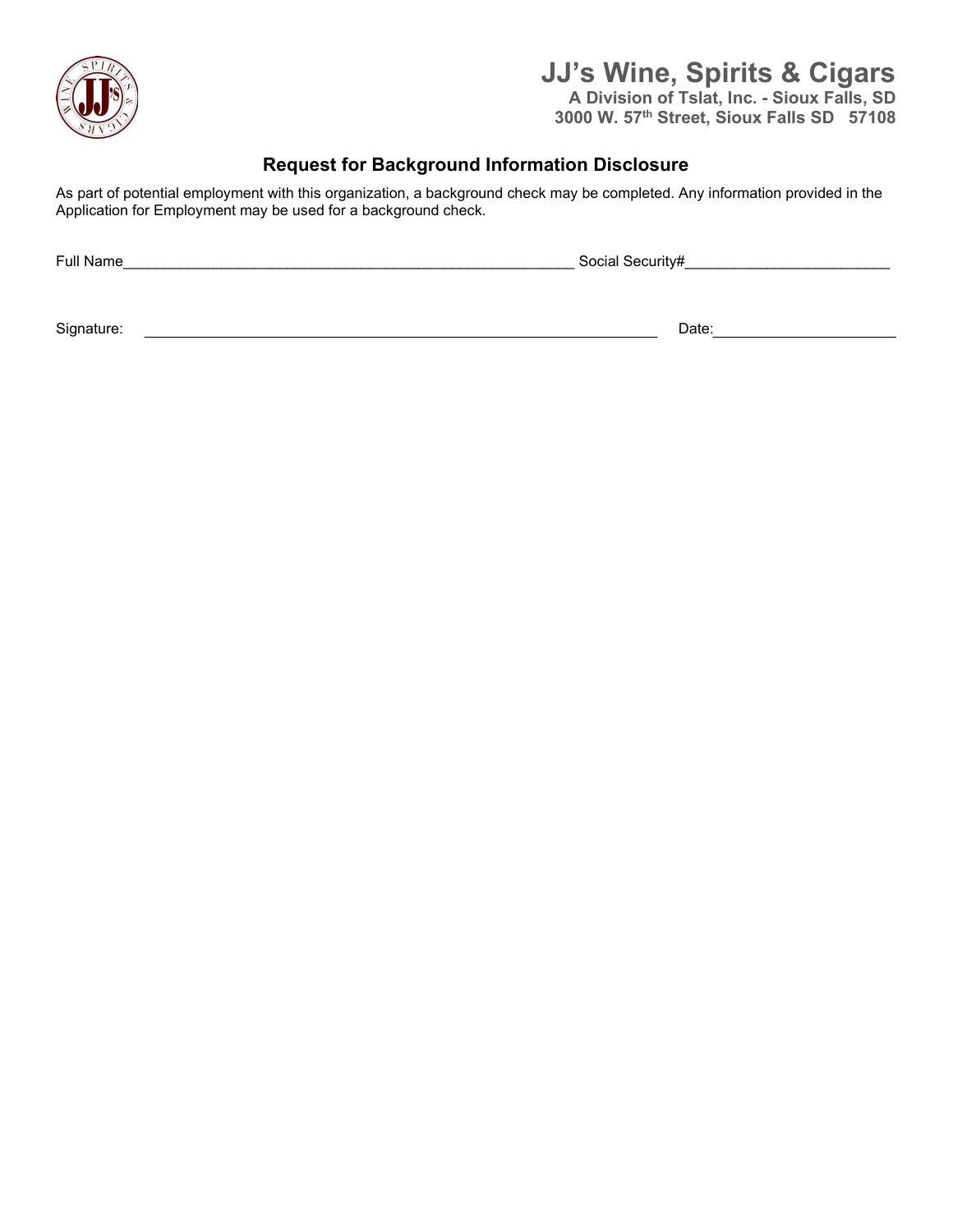# JJ's Wine, Spirits & Cigars

**A Division of Tslat, Inc. - Sioux Falls, SD**
**3000 W. 57th Street, Sioux Falls SD 57108**

## Request for Background Information Disclosure

As part of potential employment with this organization, a background check may be completed. Any information provided in the Application for Employment may be used for a background check.

Full Name_________________________________________________________ Social Security#_________________________

Signature: _________________________________________________________ Date:______________________